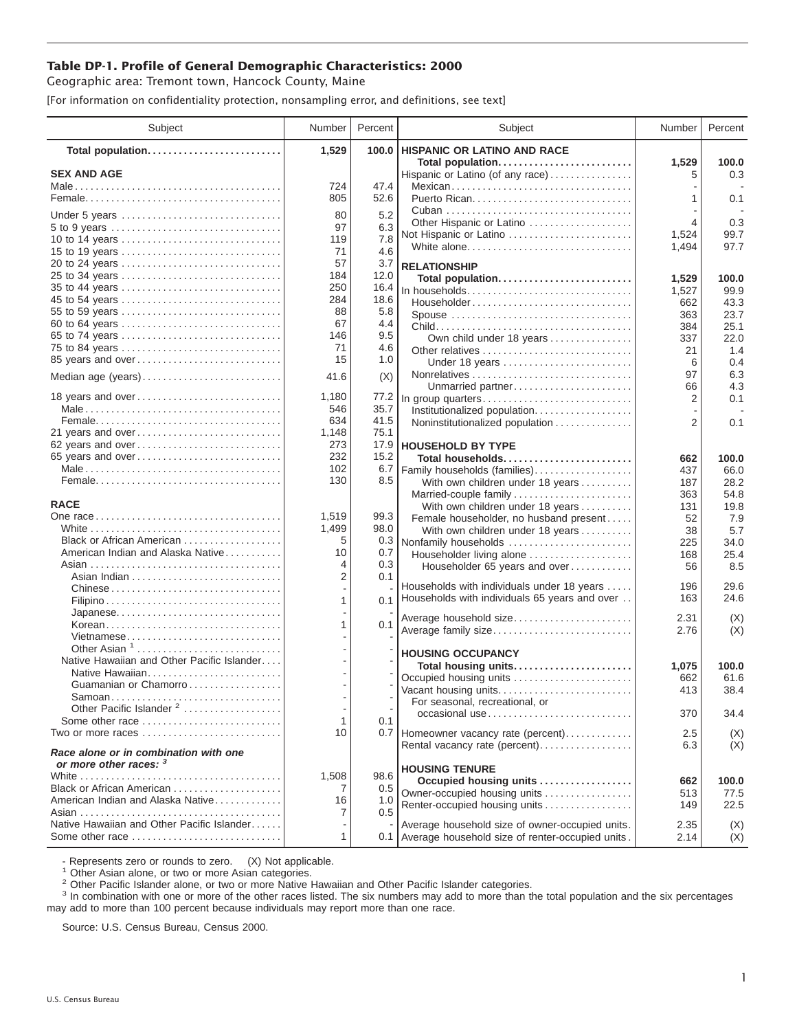# Table DP-1. Profile of General Demographic Characteristics: 2000

Geographic area: Tremont town, Hancock County, Maine

[For information on confidentiality protection, nonsampling error, and definitions, see text]

| Subject | Number | Percent |
|---|---|---|
| **Total population** | **1,529** | **100.0** |
| **SEX AND AGE** | | |
| Male | 724 | 47.4 |
| Female | 805 | 52.6 |
| Under 5 years | 80 | 5.2 |
| 5 to 9 years | 97 | 6.3 |
| 10 to 14 years | 119 | 7.8 |
| 15 to 19 years | 71 | 4.6 |
| 20 to 24 years | 57 | 3.7 |
| 25 to 34 years | 184 | 12.0 |
| 35 to 44 years | 250 | 16.4 |
| 45 to 54 years | 284 | 18.6 |
| 55 to 59 years | 88 | 5.8 |
| 60 to 64 years | 67 | 4.4 |
| 65 to 74 years | 146 | 9.5 |
| 75 to 84 years | 71 | 4.6 |
| 85 years and over | 15 | 1.0 |
| Median age (years) | 41.6 | (X) |
| 18 years and over | 1,180 | 77.2 |
| Male | 546 | 35.7 |
| Female | 634 | 41.5 |
| 21 years and over | 1,148 | 75.1 |
| 62 years and over | 273 | 17.9 |
| 65 years and over | 232 | 15.2 |
| Male | 102 | 6.7 |
| Female | 130 | 8.5 |
| **RACE** | | |
| One race | 1,519 | 99.3 |
| White | 1,499 | 98.0 |
| Black or African American | 5 | 0.3 |
| American Indian and Alaska Native | 10 | 0.7 |
| Asian | 4 | 0.3 |
| Asian Indian | 2 | 0.1 |
| Chinese | - | - |
| Filipino | 1 | 0.1 |
| Japanese | - | - |
| Korean | 1 | 0.1 |
| Vietnamese | - | - |
| Other Asian [1] | - | - |
| Native Hawaiian and Other Pacific Islander | - | - |
| Native Hawaiian | - | - |
| Guamanian or Chamorro | - | - |
| Samoan | - | - |
| Other Pacific Islander [2] | - | - |
| Some other race | 1 | 0.1 |
| Two or more races | 10 | 0.7 |
| ***Race alone or in combination with one or more other races:*** [3] | | |
| White | 1,508 | 98.6 |
| Black or African American | 7 | 0.5 |
| American Indian and Alaska Native | 16 | 1.0 |
| Asian | 7 | 0.5 |
| Native Hawaiian and Other Pacific Islander | - | - |
| Some other race | 1 | 0.1 |
| **HISPANIC OR LATINO AND RACE** | | |
| **Total population** | **1,529** | **100.0** |
| Hispanic or Latino (of any race) | 5 | 0.3 |
| Mexican | - | - |
| Puerto Rican | 1 | 0.1 |
| Cuban | - | - |
| Other Hispanic or Latino | 4 | 0.3 |
| Not Hispanic or Latino | 1,524 | 99.7 |
| White alone | 1,494 | 97.7 |
| **RELATIONSHIP** | | |
| **Total population** | **1,529** | **100.0** |
| In households | 1,527 | 99.9 |
| Householder | 662 | 43.3 |
| Spouse | 363 | 23.7 |
| Child | 384 | 25.1 |
| Own child under 18 years | 337 | 22.0 |
| Other relatives | 21 | 1.4 |
| Under 18 years | 6 | 0.4 |
| Nonrelatives | 97 | 6.3 |
| Unmarried partner | 66 | 4.3 |
| In group quarters | 2 | 0.1 |
| Institutionalized population | - | - |
| Noninstitutionalized population | 2 | 0.1 |
| **HOUSEHOLD BY TYPE** | | |
| **Total households** | **662** | **100.0** |
| Family households (families) | 437 | 66.0 |
| With own children under 18 years | 187 | 28.2 |
| Married-couple family | 363 | 54.8 |
| With own children under 18 years | 131 | 19.8 |
| Female householder, no husband present | 52 | 7.9 |
| With own children under 18 years | 38 | 5.7 |
| Nonfamily households | 225 | 34.0 |
| Householder living alone | 168 | 25.4 |
| Householder 65 years and over | 56 | 8.5 |
| Households with individuals under 18 years | 196 | 29.6 |
| Households with individuals 65 years and over | 163 | 24.6 |
| Average household size | 2.31 | (X) |
| Average family size | 2.76 | (X) |
| **HOUSING OCCUPANCY** | | |
| **Total housing units** | **1,075** | **100.0** |
| Occupied housing units | 662 | 61.6 |
| Vacant housing units | 413 | 38.4 |
| For seasonal, recreational, or occasional use | 370 | 34.4 |
| Homeowner vacancy rate (percent) | 2.5 | (X) |
| Rental vacancy rate (percent) | 6.3 | (X) |
| **HOUSING TENURE** | | |
| **Occupied housing units** | **662** | **100.0** |
| Owner-occupied housing units | 513 | 77.5 |
| Renter-occupied housing units | 149 | 22.5 |
| Average household size of owner-occupied units | 2.35 | (X) |
| Average household size of renter-occupied units | 2.14 | (X) |

- Represents zero or rounds to zero. (X) Not applicable.

[1] Other Asian alone, or two or more Asian categories.

[2] Other Pacific Islander alone, or two or more Native Hawaiian and Other Pacific Islander categories.

[3] In combination with one or more of the other races listed. The six numbers may add to more than the total population and the six percentages may add to more than 100 percent because individuals may report more than one race.

Source: U.S. Census Bureau, Census 2000.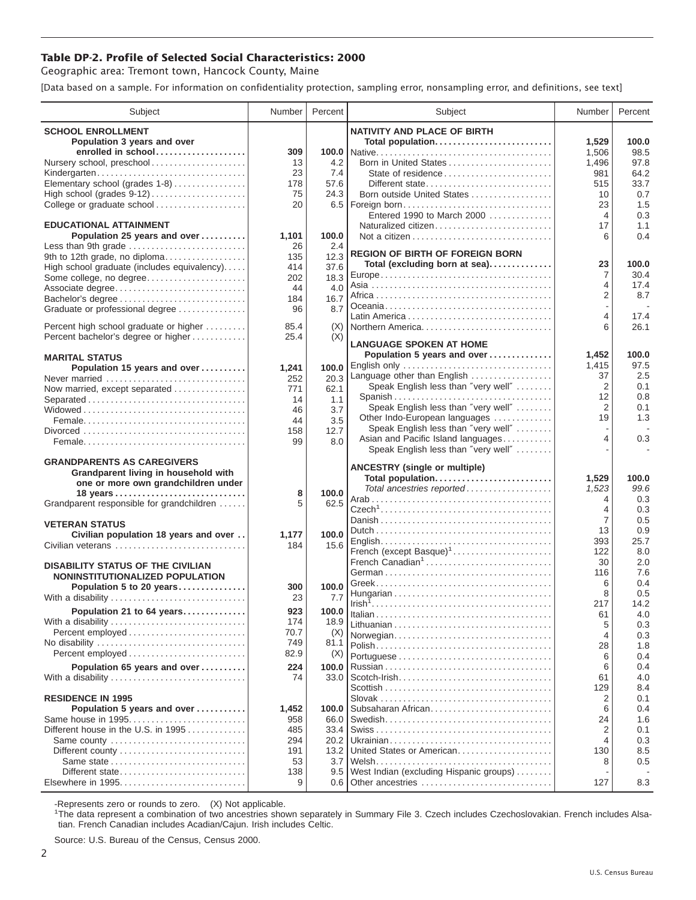## Table DP-2. Profile of Selected Social Characteristics: 2000

Geographic area: Tremont town, Hancock County, Maine

[Data based on a sample. For information on confidentiality protection, sampling error, nonsampling error, and definitions, see text]

| Subject | Number | Percent |
|---|---|---|
| **SCHOOL ENROLLMENT** | | |
| **Population 3 years and over enrolled in school** | **309** | **100.0** |
| Nursery school, preschool | 13 | 4.2 |
| Kindergarten | 23 | 7.4 |
| Elementary school (grades 1-8) | 178 | 57.6 |
| High school (grades 9-12) | 75 | 24.3 |
| College or graduate school | 20 | 6.5 |
| **EDUCATIONAL ATTAINMENT** | | |
| **Population 25 years and over** | **1,101** | **100.0** |
| Less than 9th grade | 26 | 2.4 |
| 9th to 12th grade, no diploma | 135 | 12.3 |
| High school graduate (includes equivalency) | 414 | 37.6 |
| Some college, no degree | 202 | 18.3 |
| Associate degree | 44 | 4.0 |
| Bachelor's degree | 184 | 16.7 |
| Graduate or professional degree | 96 | 8.7 |
| Percent high school graduate or higher | 85.4 | (X) |
| Percent bachelor's degree or higher | 25.4 | (X) |
| **MARITAL STATUS** | | |
| **Population 15 years and over** | **1,241** | **100.0** |
| Never married | 252 | 20.3 |
| Now married, except separated | 771 | 62.1 |
| Separated | 14 | 1.1 |
| Widowed | 46 | 3.7 |
| Female | 44 | 3.5 |
| Divorced | 158 | 12.7 |
| Female | 99 | 8.0 |
| **GRANDPARENTS AS CAREGIVERS** | | |
| **Grandparent living in household with one or more own grandchildren under 18 years** | **8** | **100.0** |
| Grandparent responsible for grandchildren | 5 | 62.5 |
| **VETERAN STATUS** | | |
| **Civilian population 18 years and over** | **1,177** | **100.0** |
| Civilian veterans | 184 | 15.6 |
| **DISABILITY STATUS OF THE CIVILIAN NONINSTITUTIONALIZED POPULATION** | | |
| **Population 5 to 20 years** | **300** | **100.0** |
| With a disability | 23 | 7.7 |
| **Population 21 to 64 years** | **923** | **100.0** |
| With a disability | 174 | 18.9 |
| Percent employed | 70.7 | (X) |
| No disability | 749 | 81.1 |
| Percent employed | 82.9 | (X) |
| **Population 65 years and over** | **224** | **100.0** |
| With a disability | 74 | 33.0 |
| **RESIDENCE IN 1995** | | |
| **Population 5 years and over** | **1,452** | **100.0** |
| Same house in 1995 | 958 | 66.0 |
| Different house in the U.S. in 1995 | 485 | 33.4 |
| Same county | 294 | 20.2 |
| Different county | 191 | 13.2 |
| Same state | 53 | 3.7 |
| Different state | 138 | 9.5 |
| Elsewhere in 1995 | 9 | 0.6 |
| **NATIVITY AND PLACE OF BIRTH** | | |
| **Total population** | **1,529** | **100.0** |
| Native | 1,506 | 98.5 |
| Born in United States | 1,496 | 97.8 |
| State of residence | 981 | 64.2 |
| Different state | 515 | 33.7 |
| Born outside United States | 10 | 0.7 |
| Foreign born | 23 | 1.5 |
| Entered 1990 to March 2000 | 4 | 0.3 |
| Naturalized citizen | 17 | 1.1 |
| Not a citizen | 6 | 0.4 |
| **REGION OF BIRTH OF FOREIGN BORN** | | |
| **Total (excluding born at sea)** | **23** | **100.0** |
| Europe | 7 | 30.4 |
| Asia | 4 | 17.4 |
| Africa | 2 | 8.7 |
| Oceania | - | - |
| Latin America | 4 | 17.4 |
| Northern America | 6 | 26.1 |
| **LANGUAGE SPOKEN AT HOME** | | |
| **Population 5 years and over** | **1,452** | **100.0** |
| English only | 1,415 | 97.5 |
| Language other than English | 37 | 2.5 |
| Speak English less than "very well" | 2 | 0.1 |
| Spanish | 12 | 0.8 |
| Speak English less than "very well" | 2 | 0.1 |
| Other Indo-European languages | 19 | 1.3 |
| Speak English less than "very well" | - | - |
| Asian and Pacific Island languages | 4 | 0.3 |
| Speak English less than "very well" | - | - |
| **ANCESTRY (single or multiple)** | | |
| **Total population** | **1,529** | **100.0** |
| *Total ancestries reported* | *1,523* | *99.6* |
| Arab | 4 | 0.3 |
| Czech[1] | 4 | 0.3 |
| Danish | 7 | 0.5 |
| Dutch | 13 | 0.9 |
| English | 393 | 25.7 |
| French (except Basque)[1] | 122 | 8.0 |
| French Canadian[1] | 30 | 2.0 |
| German | 116 | 7.6 |
| Greek | 6 | 0.4 |
| Hungarian | 8 | 0.5 |
| Irish[1] | 217 | 14.2 |
| Italian | 61 | 4.0 |
| Lithuanian | 5 | 0.3 |
| Norwegian | 4 | 0.3 |
| Polish | 28 | 1.8 |
| Portuguese | 6 | 0.4 |
| Russian | 6 | 0.4 |
| Scotch-Irish | 61 | 4.0 |
| Scottish | 129 | 8.4 |
| Slovak | 2 | 0.1 |
| Subsaharan African | 6 | 0.4 |
| Swedish | 24 | 1.6 |
| Swiss | 2 | 0.1 |
| Ukrainian | 4 | 0.3 |
| United States or American | 130 | 8.5 |
| Welsh | 8 | 0.5 |
| West Indian (excluding Hispanic groups) | - | - |
| Other ancestries | 127 | 8.3 |

-Represents zero or rounds to zero. (X) Not applicable.

[1]The data represent a combination of two ancestries shown separately in Summary File 3. Czech includes Czechoslovakian. French includes Alsatian. French Canadian includes Acadian/Cajun. Irish includes Celtic.

Source: U.S. Bureau of the Census, Census 2000.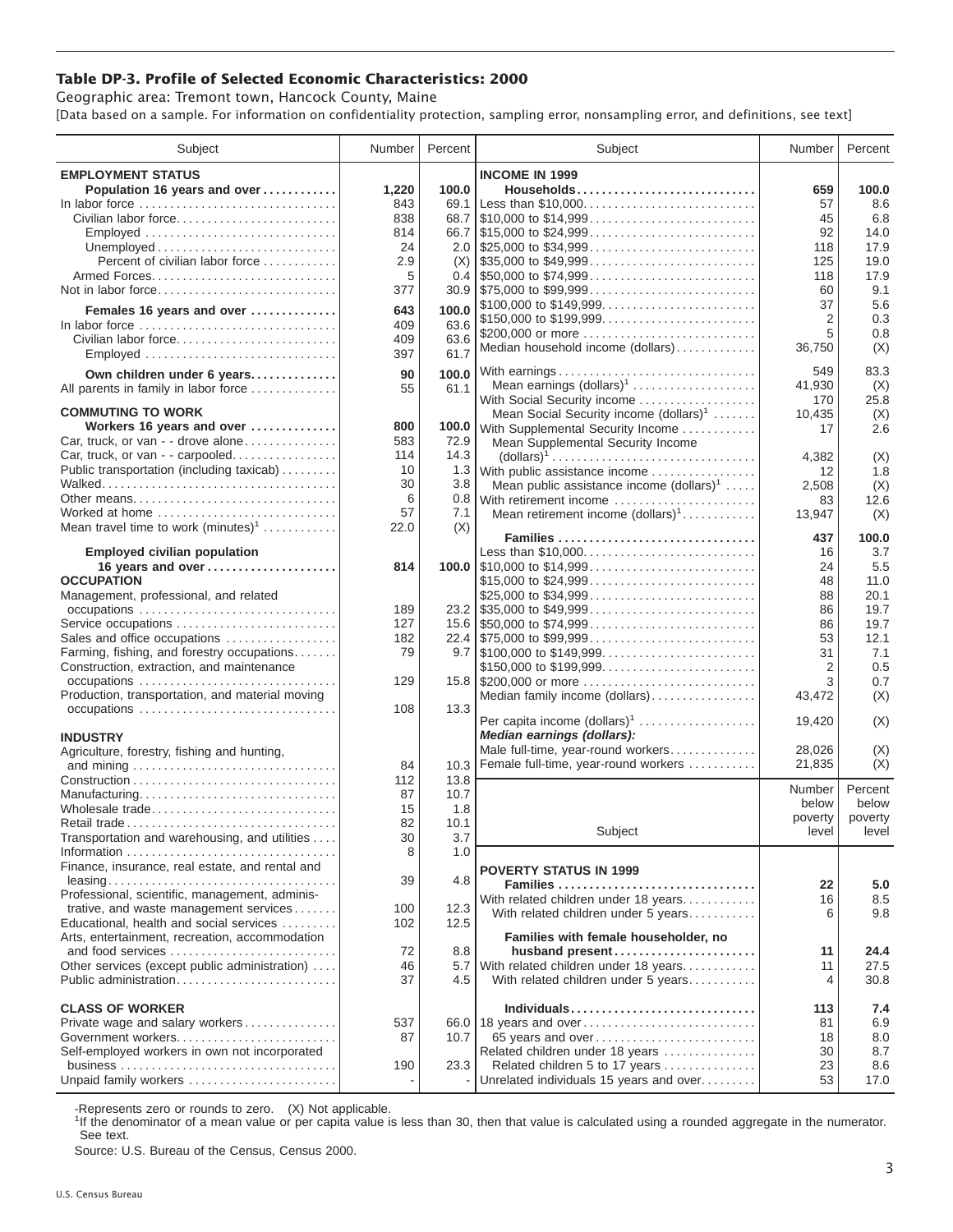## Table DP-3. Profile of Selected Economic Characteristics: 2000

Geographic area: Tremont town, Hancock County, Maine

[Data based on a sample. For information on confidentiality protection, sampling error, nonsampling error, and definitions, see text]

| Subject | Number | Percent |
|---|---|---|
| **EMPLOYMENT STATUS** | | |
| **Population 16 years and over** | **1,220** | **100.0** |
| In labor force | 843 | 69.1 |
| Civilian labor force | 838 | 68.7 |
| Employed | 814 | 66.7 |
| Unemployed | 24 | 2.0 |
| Percent of civilian labor force | 2.9 | (X) |
| Armed Forces | 5 | 0.4 |
| Not in labor force | 377 | 30.9 |
| **Females 16 years and over** | **643** | **100.0** |
| In labor force | 409 | 63.6 |
| Civilian labor force | 409 | 63.6 |
| Employed | 397 | 61.7 |
| **Own children under 6 years** | **90** | **100.0** |
| All parents in family in labor force | 55 | 61.1 |
| **COMMUTING TO WORK** | | |
| **Workers 16 years and over** | **800** | **100.0** |
| Car, truck, or van - - drove alone | 583 | 72.9 |
| Car, truck, or van - - carpooled | 114 | 14.3 |
| Public transportation (including taxicab) | 10 | 1.3 |
| Walked | 30 | 3.8 |
| Other means | 6 | 0.8 |
| Worked at home | 57 | 7.1 |
| Mean travel time to work (minutes)[1] | 22.0 | (X) |
| **Employed civilian population 16 years and over** | **814** | **100.0** |
| **OCCUPATION** | | |
| Management, professional, and related occupations | 189 | 23.2 |
| Service occupations | 127 | 15.6 |
| Sales and office occupations | 182 | 22.4 |
| Farming, fishing, and forestry occupations | 79 | 9.7 |
| Construction, extraction, and maintenance occupations | 129 | 15.8 |
| Production, transportation, and material moving occupations | 108 | 13.3 |
| **INDUSTRY** | | |
| Agriculture, forestry, fishing and hunting, and mining | 84 | 10.3 |
| Construction | 112 | 13.8 |
| Manufacturing | 87 | 10.7 |
| Wholesale trade | 15 | 1.8 |
| Retail trade | 82 | 10.1 |
| Transportation and warehousing, and utilities | 30 | 3.7 |
| Information | 8 | 1.0 |
| Finance, insurance, real estate, and rental and leasing | 39 | 4.8 |
| Professional, scientific, management, administrative, and waste management services | 100 | 12.3 |
| Educational, health and social services | 102 | 12.5 |
| Arts, entertainment, recreation, accommodation and food services | 72 | 8.8 |
| Other services (except public administration) | 46 | 5.7 |
| Public administration | 37 | 4.5 |
| **CLASS OF WORKER** | | |
| Private wage and salary workers | 537 | 66.0 |
| Government workers | 87 | 10.7 |
| Self-employed workers in own not incorporated business | 190 | 23.3 |
| Unpaid family workers | - | - |

| Subject | Number | Percent |
|---|---|---|
| **INCOME IN 1999** | | |
| **Households** | **659** | **100.0** |
| Less than $10,000 | 57 | 8.6 |
| $10,000 to $14,999 | 45 | 6.8 |
| $15,000 to $24,999 | 92 | 14.0 |
| $25,000 to $34,999 | 118 | 17.9 |
| $35,000 to $49,999 | 125 | 19.0 |
| $50,000 to $74,999 | 118 | 17.9 |
| $75,000 to $99,999 | 60 | 9.1 |
| $100,000 to $149,999 | 37 | 5.6 |
| $150,000 to $199,999 | 2 | 0.3 |
| $200,000 or more | 5 | 0.8 |
| Median household income (dollars) | 36,750 | (X) |
| With earnings | 549 | 83.3 |
| Mean earnings (dollars)[1] | 41,930 | (X) |
| With Social Security income | 170 | 25.8 |
| Mean Social Security income (dollars)[1] | 10,435 | (X) |
| With Supplemental Security Income | 17 | 2.6 |
| Mean Supplemental Security Income (dollars)[1] | 4,382 | (X) |
| With public assistance income | 12 | 1.8 |
| Mean public assistance income (dollars)[1] | 2,508 | (X) |
| With retirement income | 83 | 12.6 |
| Mean retirement income (dollars)[1] | 13,947 | (X) |
| **Families** | **437** | **100.0** |
| Less than $10,000 | 16 | 3.7 |
| $10,000 to $14,999 | 24 | 5.5 |
| $15,000 to $24,999 | 48 | 11.0 |
| $25,000 to $34,999 | 88 | 20.1 |
| $35,000 to $49,999 | 86 | 19.7 |
| $50,000 to $74,999 | 86 | 19.7 |
| $75,000 to $99,999 | 53 | 12.1 |
| $100,000 to $149,999 | 31 | 7.1 |
| $150,000 to $199,999 | 2 | 0.5 |
| $200,000 or more | 3 | 0.7 |
| Median family income (dollars) | 43,472 | (X) |
| Per capita income (dollars)[1] | 19,420 | (X) |
| ***Median earnings (dollars):*** | | |
| Male full-time, year-round workers | 28,026 | (X) |
| Female full-time, year-round workers | 21,835 | (X) |

| Subject | Number below poverty level | Percent below poverty level |
|---|---|---|
| **POVERTY STATUS IN 1999** | | |
| **Families** | **22** | **5.0** |
| With related children under 18 years | 16 | 8.5 |
| With related children under 5 years | 6 | 9.8 |
| **Families with female householder, no husband present** | **11** | **24.4** |
| With related children under 18 years | 11 | 27.5 |
| With related children under 5 years | 4 | 30.8 |
| **Individuals** | **113** | **7.4** |
| 18 years and over | 81 | 6.9 |
| 65 years and over | 18 | 8.0 |
| Related children under 18 years | 30 | 8.7 |
| Related children 5 to 17 years | 23 | 8.6 |
| Unrelated individuals 15 years and over | 53 | 17.0 |

-Represents zero or rounds to zero. (X) Not applicable.

[1]If the denominator of a mean value or per capita value is less than 30, then that value is calculated using a rounded aggregate in the numerator. See text.

Source: U.S. Bureau of the Census, Census 2000.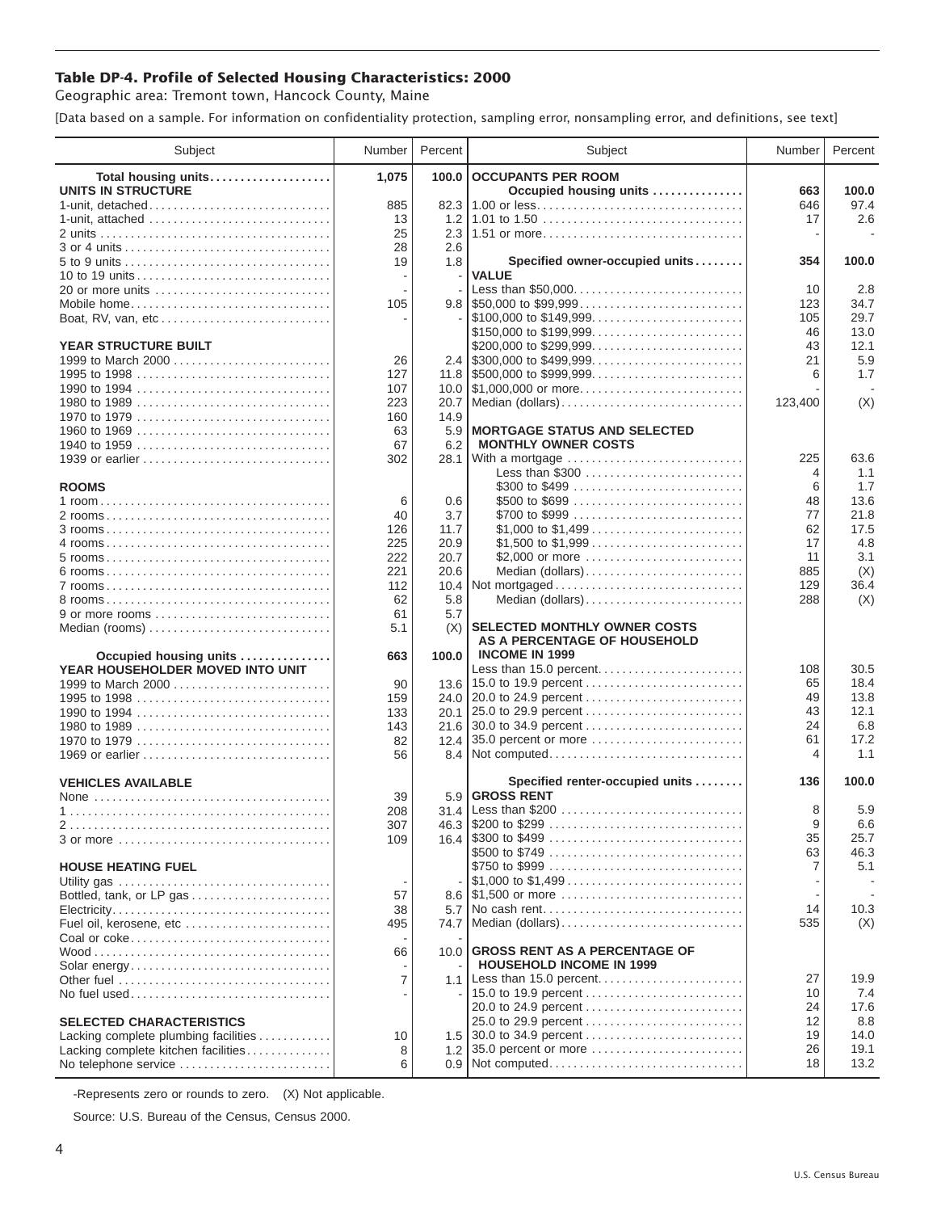# Table DP-4. Profile of Selected Housing Characteristics: 2000

Geographic area: Tremont town, Hancock County, Maine

[Data based on a sample. For information on confidentiality protection, sampling error, nonsampling error, and definitions, see text]

| Subject | Number | Percent | Subject | Number | Percent |
|---|---|---|---|---|---|
| **Total housing units** | **1,075** | **100.0** | **OCCUPANTS PER ROOM** | | |
| **UNITS IN STRUCTURE** | | | **Occupied housing units** | **663** | **100.0** |
| 1-unit, detached | 885 | 82.3 | 1.00 or less | 646 | 97.4 |
| 1-unit, attached | 13 | 1.2 | 1.01 to 1.50 | 17 | 2.6 |
| 2 units | 25 | 2.3 | 1.51 or more | - | - |
| 3 or 4 units | 28 | 2.6 | | | |
| 5 to 9 units | 19 | 1.8 | **Specified owner-occupied units** | **354** | **100.0** |
| 10 to 19 units | - | - | **VALUE** | | |
| 20 or more units | - | - | Less than $50,000 | 10 | 2.8 |
| Mobile home | 105 | 9.8 | $50,000 to $99,999 | 123 | 34.7 |
| Boat, RV, van, etc | - | - | $100,000 to $149,999 | 105 | 29.7 |
| | | | $150,000 to $199,999 | 46 | 13.0 |
| **YEAR STRUCTURE BUILT** | | | $200,000 to $299,999 | 43 | 12.1 |
| 1999 to March 2000 | 26 | 2.4 | $300,000 to $499,999 | 21 | 5.9 |
| 1995 to 1998 | 127 | 11.8 | $500,000 to $999,999 | 6 | 1.7 |
| 1990 to 1994 | 107 | 10.0 | $1,000,000 or more | - | - |
| 1980 to 1989 | 223 | 20.7 | Median (dollars) | 123,400 | (X) |
| 1970 to 1979 | 160 | 14.9 | | | |
| 1960 to 1969 | 63 | 5.9 | **MORTGAGE STATUS AND SELECTED** | | |
| 1940 to 1959 | 67 | 6.2 | **MONTHLY OWNER COSTS** | | |
| 1939 or earlier | 302 | 28.1 | With a mortgage | 225 | 63.6 |
| | | | Less than $300 | 4 | 1.1 |
| **ROOMS** | | | $300 to $499 | 6 | 1.7 |
| 1 room | 6 | 0.6 | $500 to $699 | 48 | 13.6 |
| 2 rooms | 40 | 3.7 | $700 to $999 | 77 | 21.8 |
| 3 rooms | 126 | 11.7 | $1,000 to $1,499 | 62 | 17.5 |
| 4 rooms | 225 | 20.9 | $1,500 to $1,999 | 17 | 4.8 |
| 5 rooms | 222 | 20.7 | $2,000 or more | 11 | 3.1 |
| 6 rooms | 221 | 20.6 | Median (dollars) | 885 | (X) |
| 7 rooms | 112 | 10.4 | Not mortgaged | 129 | 36.4 |
| 8 rooms | 62 | 5.8 | Median (dollars) | 288 | (X) |
| 9 or more rooms | 61 | 5.7 | | | |
| Median (rooms) | 5.1 | (X) | **SELECTED MONTHLY OWNER COSTS AS A PERCENTAGE OF HOUSEHOLD INCOME IN 1999** | | |
| **Occupied housing units** | **663** | **100.0** | | | |
| **YEAR HOUSEHOLDER MOVED INTO UNIT** | | | Less than 15.0 percent | 108 | 30.5 |
| 1999 to March 2000 | 90 | 13.6 | 15.0 to 19.9 percent | 65 | 18.4 |
| 1995 to 1998 | 159 | 24.0 | 20.0 to 24.9 percent | 49 | 13.8 |
| 1990 to 1994 | 133 | 20.1 | 25.0 to 29.9 percent | 43 | 12.1 |
| 1980 to 1989 | 143 | 21.6 | 30.0 to 34.9 percent | 24 | 6.8 |
| 1970 to 1979 | 82 | 12.4 | 35.0 percent or more | 61 | 17.2 |
| 1969 or earlier | 56 | 8.4 | Not computed | 4 | 1.1 |
| | | | | | |
| **VEHICLES AVAILABLE** | | | **Specified renter-occupied units** | **136** | **100.0** |
| None | 39 | 5.9 | **GROSS RENT** | | |
| 1 | 208 | 31.4 | Less than $200 | 8 | 5.9 |
| 2 | 307 | 46.3 | $200 to $299 | 9 | 6.6 |
| 3 or more | 109 | 16.4 | $300 to $499 | 35 | 25.7 |
| | | | $500 to $749 | 63 | 46.3 |
| **HOUSE HEATING FUEL** | | | $750 to $999 | 7 | 5.1 |
| Utility gas | - | - | $1,000 to $1,499 | - | - |
| Bottled, tank, or LP gas | 57 | 8.6 | $1,500 or more | - | - |
| Electricity | 38 | 5.7 | No cash rent | 14 | 10.3 |
| Fuel oil, kerosene, etc | 495 | 74.7 | Median (dollars) | 535 | (X) |
| Coal or coke | - | - | | | |
| Wood | 66 | 10.0 | **GROSS RENT AS A PERCENTAGE OF HOUSEHOLD INCOME IN 1999** | | |
| Solar energy | - | - | | | |
| Other fuel | 7 | 1.1 | Less than 15.0 percent | 27 | 19.9 |
| No fuel used | - | - | 15.0 to 19.9 percent | 10 | 7.4 |
| | | | 20.0 to 24.9 percent | 24 | 17.6 |
| **SELECTED CHARACTERISTICS** | | | 25.0 to 29.9 percent | 12 | 8.8 |
| Lacking complete plumbing facilities | 10 | 1.5 | 30.0 to 34.9 percent | 19 | 14.0 |
| Lacking complete kitchen facilities | 8 | 1.2 | 35.0 percent or more | 26 | 19.1 |
| No telephone service | 6 | 0.9 | Not computed | 18 | 13.2 |

-Represents zero or rounds to zero. (X) Not applicable.

Source: U.S. Bureau of the Census, Census 2000.